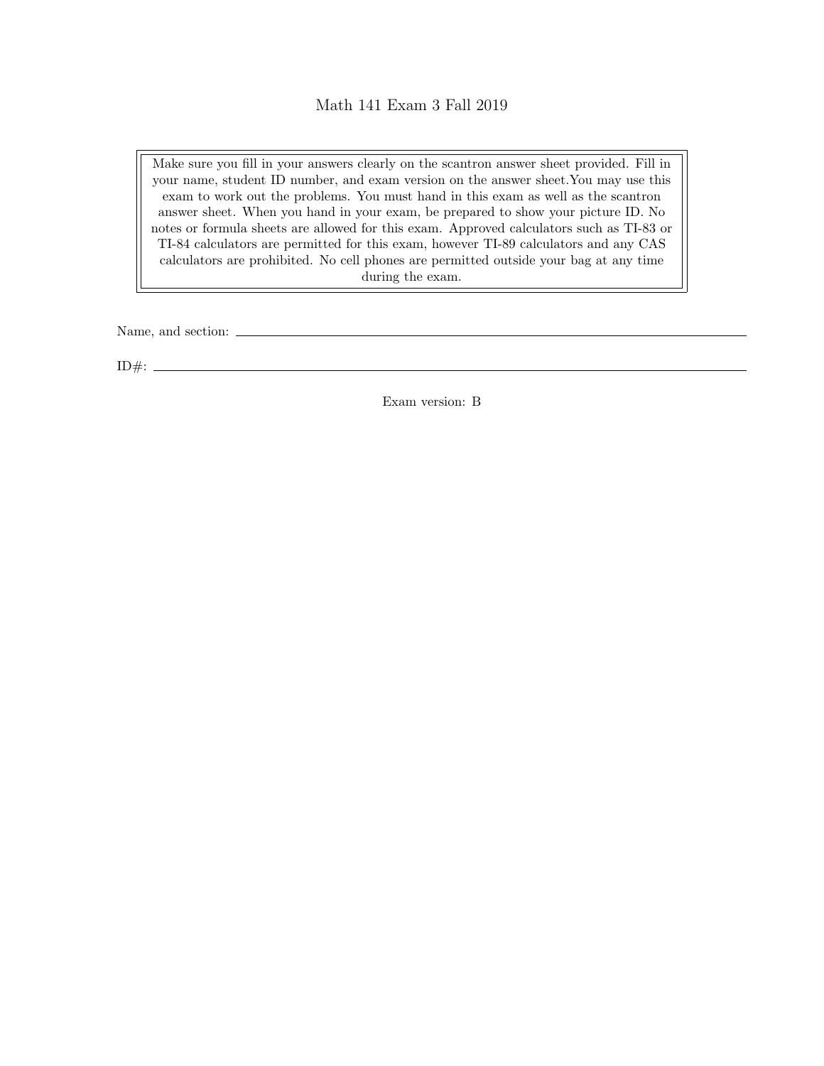# Math 141 Exam 3 Fall 2019

> Make sure you fill in your answers clearly on the scantron answer sheet provided. Fill in your name, student ID number, and exam version on the answer sheet.You may use this exam to work out the problems. You must hand in this exam as well as the scantron answer sheet. When you hand in your exam, be prepared to show your picture ID. No notes or formula sheets are allowed for this exam. Approved calculators such as TI-83 or TI-84 calculators are permitted for this exam, however TI-89 calculators and any CAS calculators are prohibited. No cell phones are permitted outside your bag at any time during the exam.

Name, and section: ______________________________

ID#: ______________________________

Exam version: B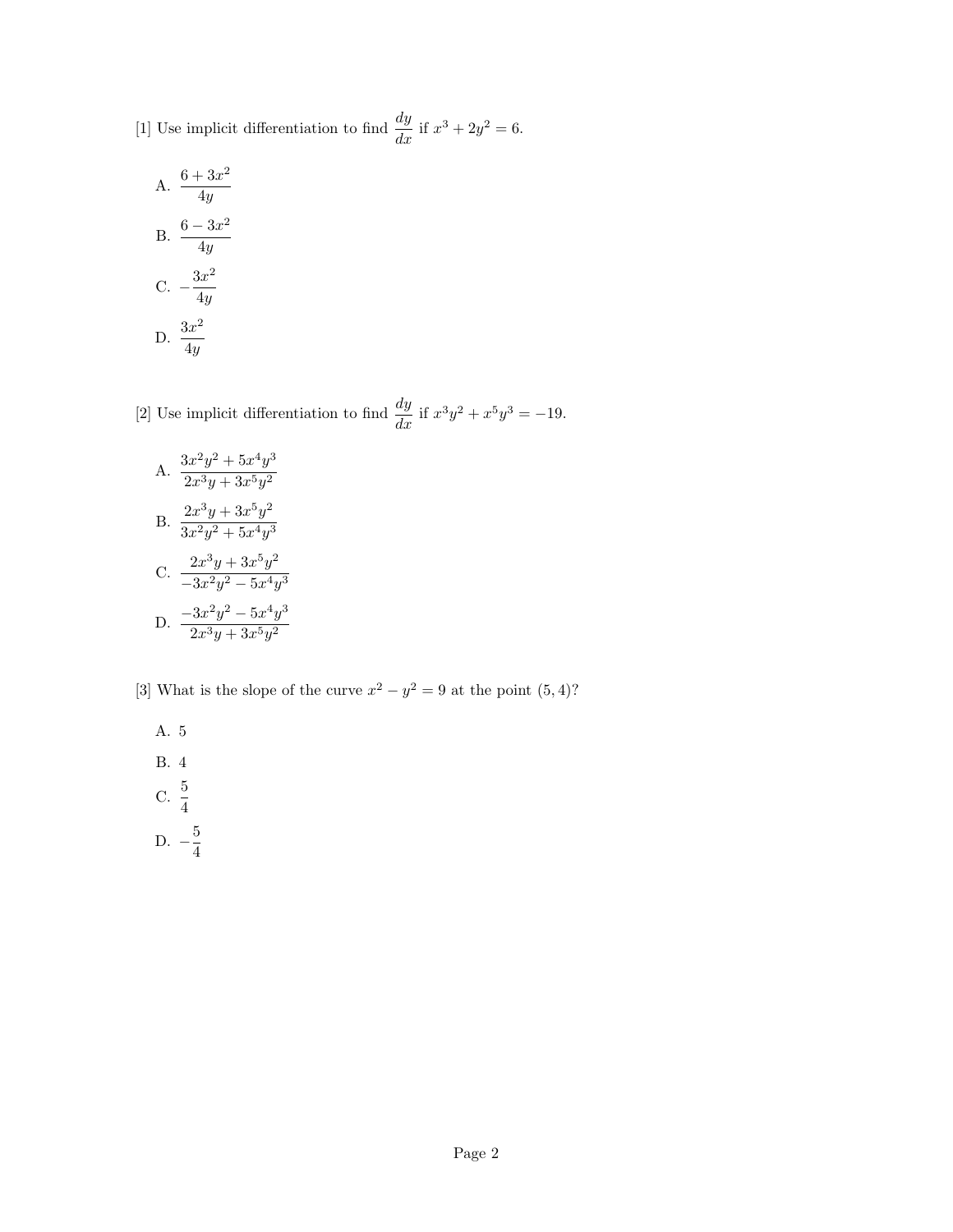[1] Use implicit differentiation to find $\frac{dy}{dx}$ if $x^3 + 2y^2 = 6$.

A. $\frac{6 + 3x^2}{4y}$

B. $\frac{6 - 3x^2}{4y}$

C. $-\frac{3x^2}{4y}$

D. $\frac{3x^2}{4y}$

[2] Use implicit differentiation to find $\frac{dy}{dx}$ if $x^3y^2 + x^5y^3 = -19$.

A. $\frac{3x^2y^2 + 5x^4y^3}{2x^3y + 3x^5y^2}$

B. $\frac{2x^3y + 3x^5y^2}{3x^2y^2 + 5x^4y^3}$

C. $\frac{2x^3y + 3x^5y^2}{-3x^2y^2 - 5x^4y^3}$

D. $\frac{-3x^2y^2 - 5x^4y^3}{2x^3y + 3x^5y^2}$

[3] What is the slope of the curve $x^2 - y^2 = 9$ at the point $(5, 4)$?

A. 5

B. 4

C. $\frac{5}{4}$

D. $-\frac{5}{4}$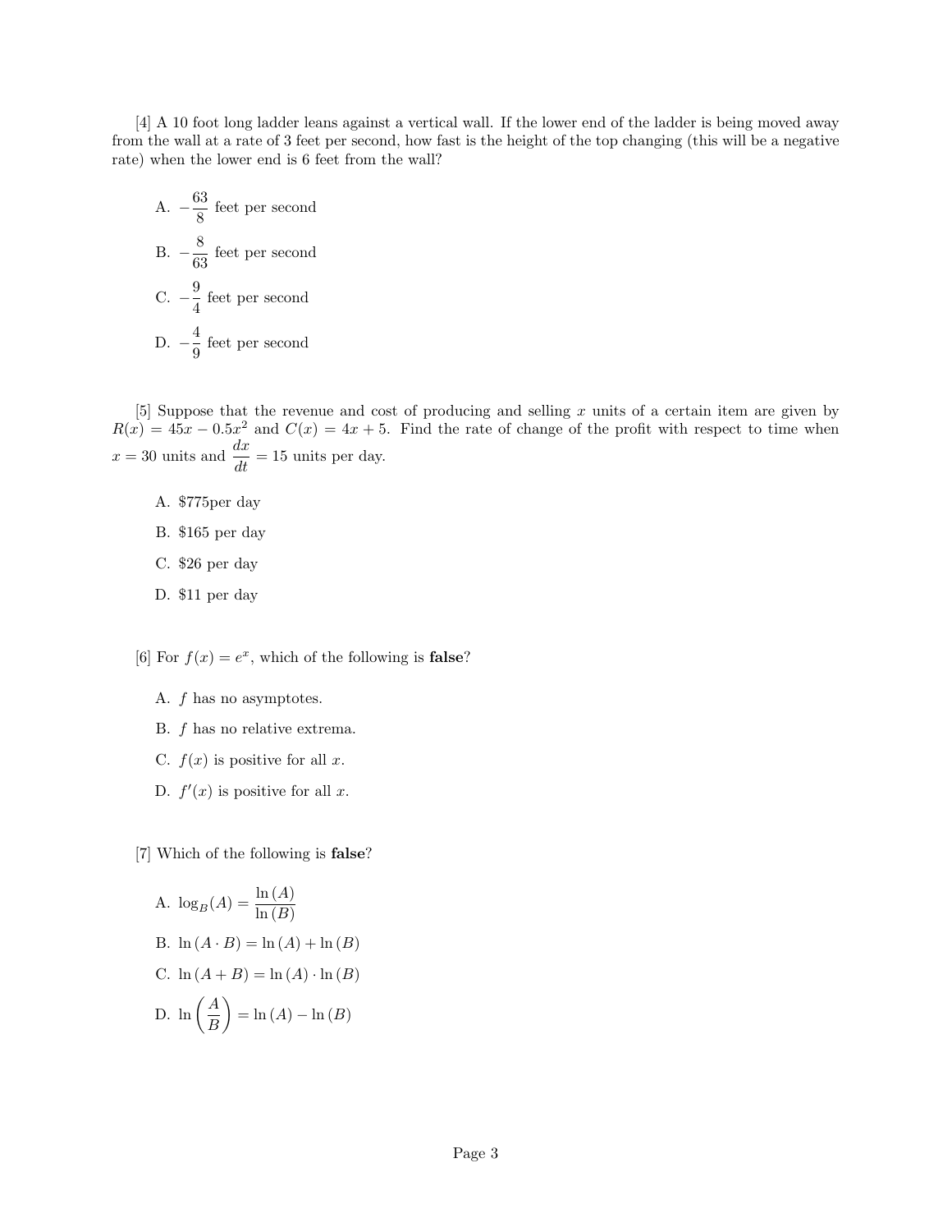[4] A 10 foot long ladder leans against a vertical wall. If the lower end of the ladder is being moved away from the wall at a rate of 3 feet per second, how fast is the height of the top changing (this will be a negative rate) when the lower end is 6 feet from the wall?

A. $-\dfrac{63}{8}$ feet per second

B. $-\dfrac{8}{63}$ feet per second

C. $-\dfrac{9}{4}$ feet per second

D. $-\dfrac{4}{9}$ feet per second

[5] Suppose that the revenue and cost of producing and selling $x$ units of a certain item are given by $R(x) = 45x - 0.5x^2$ and $C(x) = 4x + 5$. Find the rate of change of the profit with respect to time when $x = 30$ units and $\dfrac{dx}{dt} = 15$ units per day.

A. \$775per day

B. \$165 per day

C. \$26 per day

D. \$11 per day

[6] For $f(x) = e^x$, which of the following is **false**?

A. $f$ has no asymptotes.

B. $f$ has no relative extrema.

C. $f(x)$ is positive for all $x$.

D. $f'(x)$ is positive for all $x$.

[7] Which of the following is **false**?

A. $\log_B(A) = \dfrac{\ln(A)}{\ln(B)}$

B. $\ln(A \cdot B) = \ln(A) + \ln(B)$

C. $\ln(A + B) = \ln(A) \cdot \ln(B)$

D. $\ln\left(\dfrac{A}{B}\right) = \ln(A) - \ln(B)$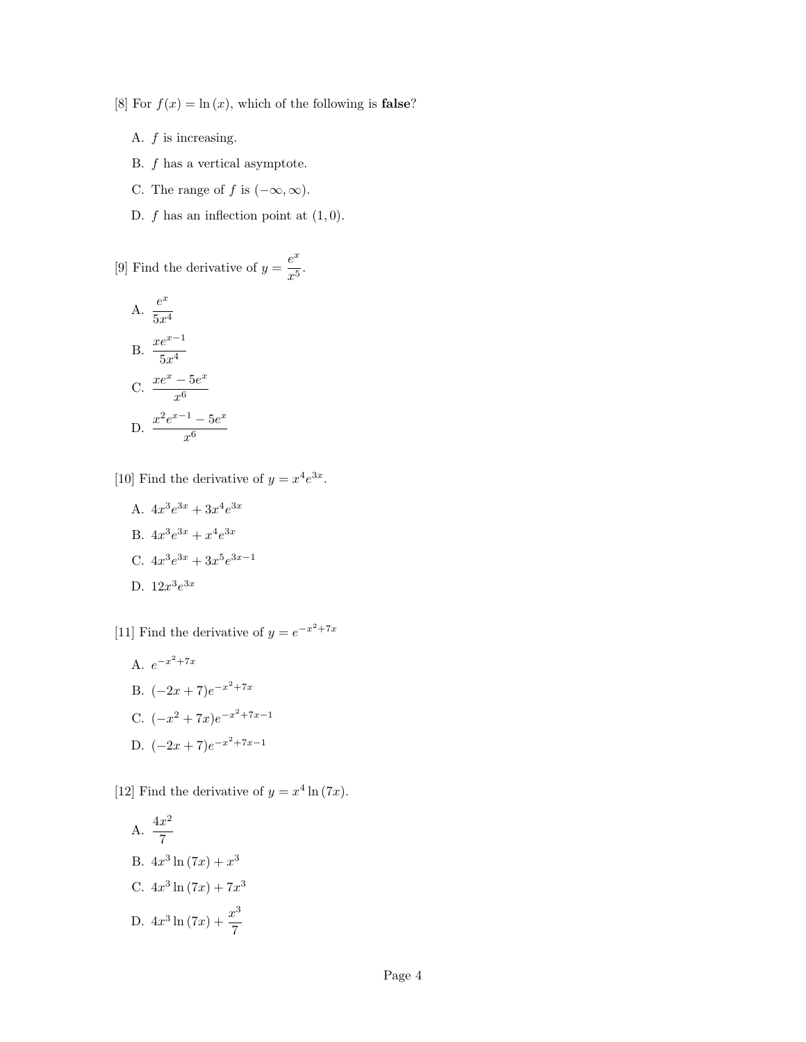[8] For $f(x) = \ln(x)$, which of the following is **false**?

A. $f$ is increasing.

B. $f$ has a vertical asymptote.

C. The range of $f$ is $(-\infty, \infty)$.

D. $f$ has an inflection point at $(1, 0)$.

[9] Find the derivative of $y = \dfrac{e^x}{x^5}$.

A. $\dfrac{e^x}{5x^4}$

B. $\dfrac{xe^{x-1}}{5x^4}$

C. $\dfrac{xe^x - 5e^x}{x^6}$

D. $\dfrac{x^2e^{x-1} - 5e^x}{x^6}$

[10] Find the derivative of $y = x^4e^{3x}$.

A. $4x^3e^{3x} + 3x^4e^{3x}$

B. $4x^3e^{3x} + x^4e^{3x}$

C. $4x^3e^{3x} + 3x^5e^{3x-1}$

D. $12x^3e^{3x}$

[11] Find the derivative of $y = e^{-x^2+7x}$

A. $e^{-x^2+7x}$

B. $(-2x + 7)e^{-x^2+7x}$

C. $(-x^2 + 7x)e^{-x^2+7x-1}$

D. $(-2x + 7)e^{-x^2+7x-1}$

[12] Find the derivative of $y = x^4 \ln(7x)$.

A. $\dfrac{4x^2}{7}$

B. $4x^3 \ln(7x) + x^3$

C. $4x^3 \ln(7x) + 7x^3$

D. $4x^3 \ln(7x) + \dfrac{x^3}{7}$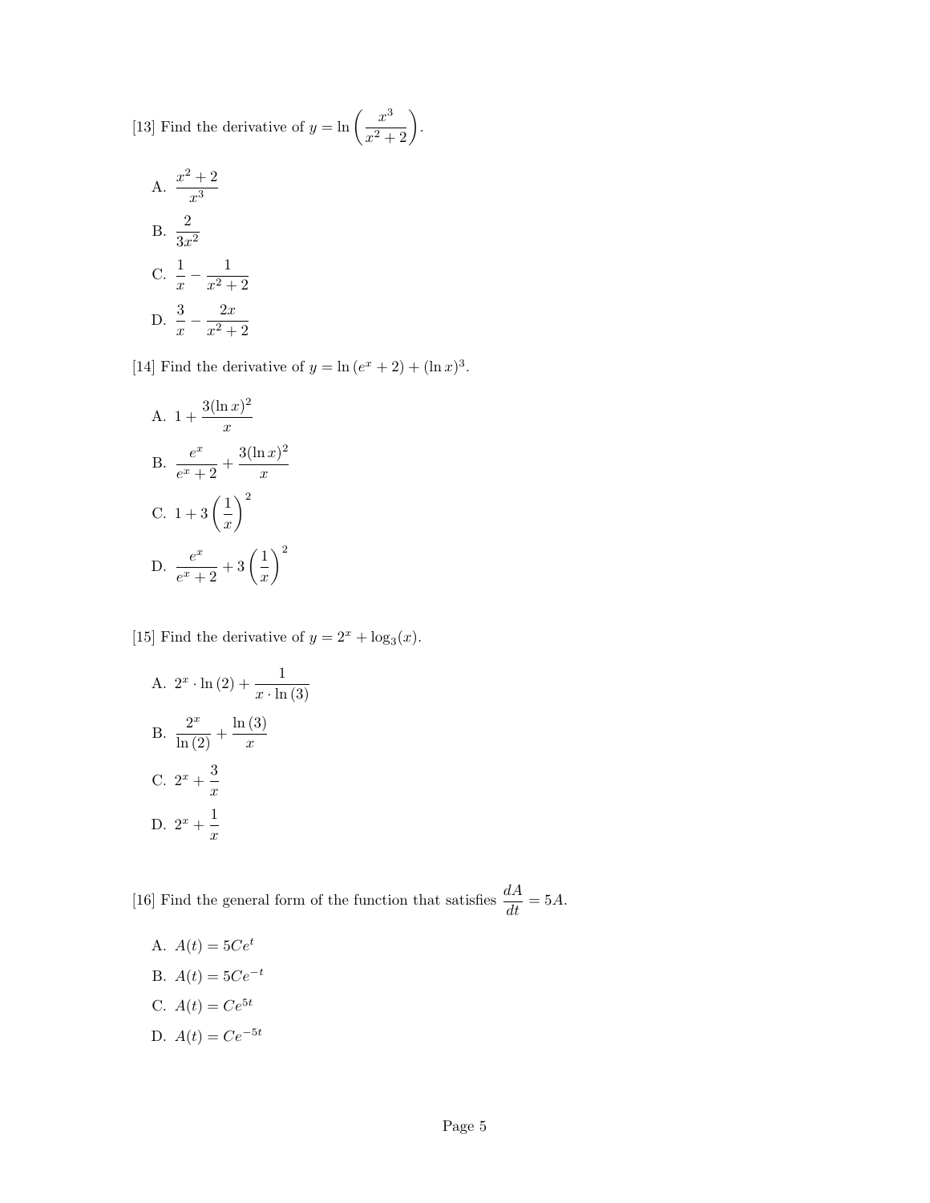[13] Find the derivative of $y = \ln\left(\frac{x^3}{x^2+2}\right)$.

A. $\frac{x^2+2}{x^3}$

B. $\frac{2}{3x^2}$

C. $\frac{1}{x} - \frac{1}{x^2+2}$

D. $\frac{3}{x} - \frac{2x}{x^2+2}$

[14] Find the derivative of $y = \ln(e^x + 2) + (\ln x)^3$.

A. $1 + \frac{3(\ln x)^2}{x}$

B. $\frac{e^x}{e^x+2} + \frac{3(\ln x)^2}{x}$

C. $1 + 3\left(\frac{1}{x}\right)^2$

D. $\frac{e^x}{e^x+2} + 3\left(\frac{1}{x}\right)^2$

[15] Find the derivative of $y = 2^x + \log_3(x)$.

A. $2^x \cdot \ln(2) + \frac{1}{x \cdot \ln(3)}$

B. $\frac{2^x}{\ln(2)} + \frac{\ln(3)}{x}$

C. $2^x + \frac{3}{x}$

D. $2^x + \frac{1}{x}$

[16] Find the general form of the function that satisfies $\frac{dA}{dt} = 5A$.

A. $A(t) = 5Ce^t$

B. $A(t) = 5Ce^{-t}$

C. $A(t) = Ce^{5t}$

D. $A(t) = Ce^{-5t}$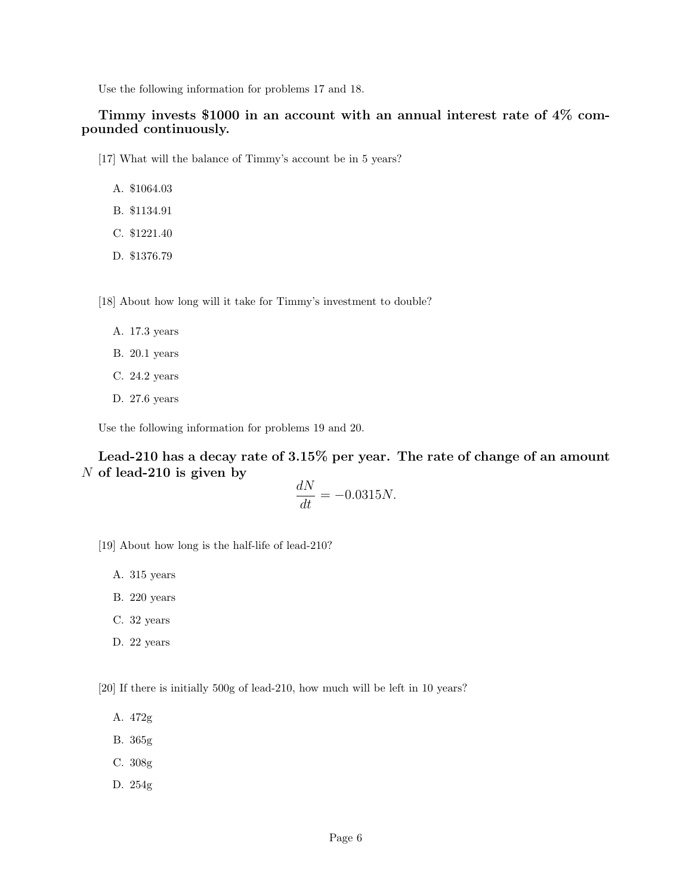Use the following information for problems 17 and 18.

**Timmy invests $1000 in an account with an annual interest rate of 4% compounded continuously.**

[17] What will the balance of Timmy's account be in 5 years?

A. $1064.03

B. $1134.91

C. $1221.40

D. $1376.79

[18] About how long will it take for Timmy's investment to double?

A. 17.3 years

B. 20.1 years

C. 24.2 years

D. 27.6 years

Use the following information for problems 19 and 20.

**Lead-210 has a decay rate of 3.15% per year. The rate of change of an amount $N$ of lead-210 is given by**

$$\frac{dN}{dt} = -0.0315N.$$

[19] About how long is the half-life of lead-210?

A. 315 years

B. 220 years

C. 32 years

D. 22 years

[20] If there is initially 500g of lead-210, how much will be left in 10 years?

A. 472g

B. 365g

C. 308g

D. 254g